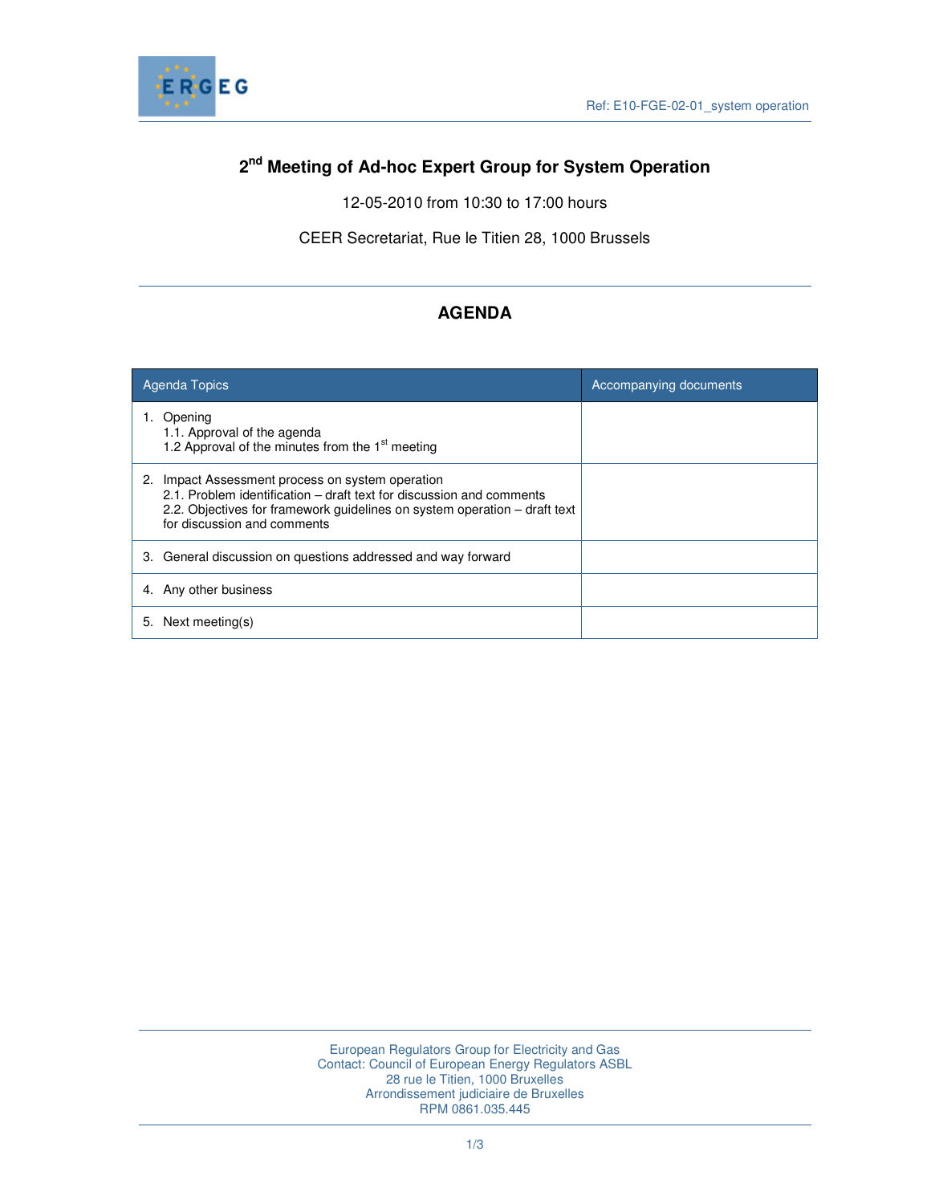Ref: E10-FGE-02-01_system operation

# 2nd Meeting of Ad-hoc Expert Group for System Operation

12-05-2010 from 10:30 to 17:00 hours

CEER Secretariat, Rue le Titien 28, 1000 Brussels

## AGENDA

| Agenda Topics | Accompanying documents |
|---|---|
| 1. Opening<br>1.1. Approval of the agenda<br>1.2 Approval of the minutes from the 1st meeting | |
| 2. Impact Assessment process on system operation<br>2.1. Problem identification – draft text for discussion and comments<br>2.2. Objectives for framework guidelines on system operation – draft text for discussion and comments | |
| 3. General discussion on questions addressed and way forward | |
| 4. Any other business | |
| 5. Next meeting(s) | |

European Regulators Group for Electricity and Gas
Contact: Council of European Energy Regulators ASBL
28 rue le Titien, 1000 Bruxelles
Arrondissement judiciaire de Bruxelles
RPM 0861.035.445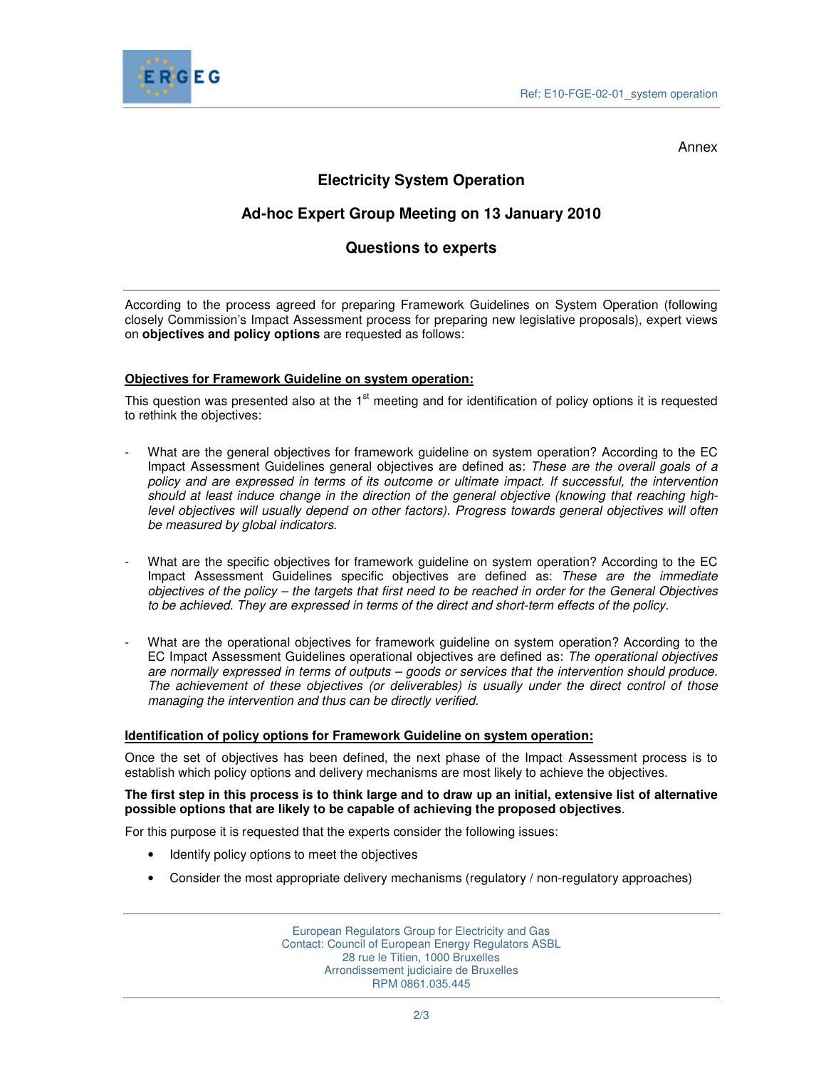Annex

## Electricity System Operation

## Ad-hoc Expert Group Meeting on 13 January 2010

## Questions to experts

According to the process agreed for preparing Framework Guidelines on System Operation (following closely Commission's Impact Assessment process for preparing new legislative proposals), expert views on **objectives and policy options** are requested as follows:

**Objectives for Framework Guideline on system operation:**

This question was presented also at the 1st meeting and for identification of policy options it is requested to rethink the objectives:

- What are the general objectives for framework guideline on system operation? According to the EC Impact Assessment Guidelines general objectives are defined as: *These are the overall goals of a policy and are expressed in terms of its outcome or ultimate impact. If successful, the intervention should at least induce change in the direction of the general objective (knowing that reaching high-level objectives will usually depend on other factors). Progress towards general objectives will often be measured by global indicators.*

- What are the specific objectives for framework guideline on system operation? According to the EC Impact Assessment Guidelines specific objectives are defined as: *These are the immediate objectives of the policy – the targets that first need to be reached in order for the General Objectives to be achieved. They are expressed in terms of the direct and short-term effects of the policy.*

- What are the operational objectives for framework guideline on system operation? According to the EC Impact Assessment Guidelines operational objectives are defined as: *The operational objectives are normally expressed in terms of outputs – goods or services that the intervention should produce. The achievement of these objectives (or deliverables) is usually under the direct control of those managing the intervention and thus can be directly verified.*

**Identification of policy options for Framework Guideline on system operation:**

Once the set of objectives has been defined, the next phase of the Impact Assessment process is to establish which policy options and delivery mechanisms are most likely to achieve the objectives.

**The first step in this process is to think large and to draw up an initial, extensive list of alternative possible options that are likely to be capable of achieving the proposed objectives**.

For this purpose it is requested that the experts consider the following issues:

- Identify policy options to meet the objectives
- Consider the most appropriate delivery mechanisms (regulatory / non-regulatory approaches)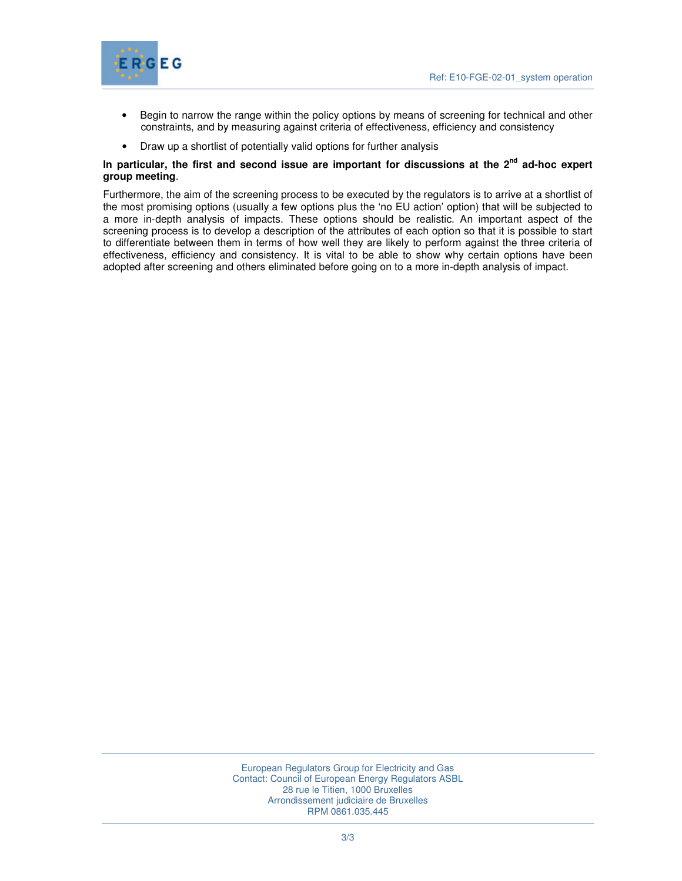- Begin to narrow the range within the policy options by means of screening for technical and other constraints, and by measuring against criteria of effectiveness, efficiency and consistency
- Draw up a shortlist of potentially valid options for further analysis

**In particular, the first and second issue are important for discussions at the 2nd ad-hoc expert group meeting**.

Furthermore, the aim of the screening process to be executed by the regulators is to arrive at a shortlist of the most promising options (usually a few options plus the 'no EU action' option) that will be subjected to a more in-depth analysis of impacts. These options should be realistic. An important aspect of the screening process is to develop a description of the attributes of each option so that it is possible to start to differentiate between them in terms of how well they are likely to perform against the three criteria of effectiveness, efficiency and consistency. It is vital to be able to show why certain options have been adopted after screening and others eliminated before going on to a more in-depth analysis of impact.